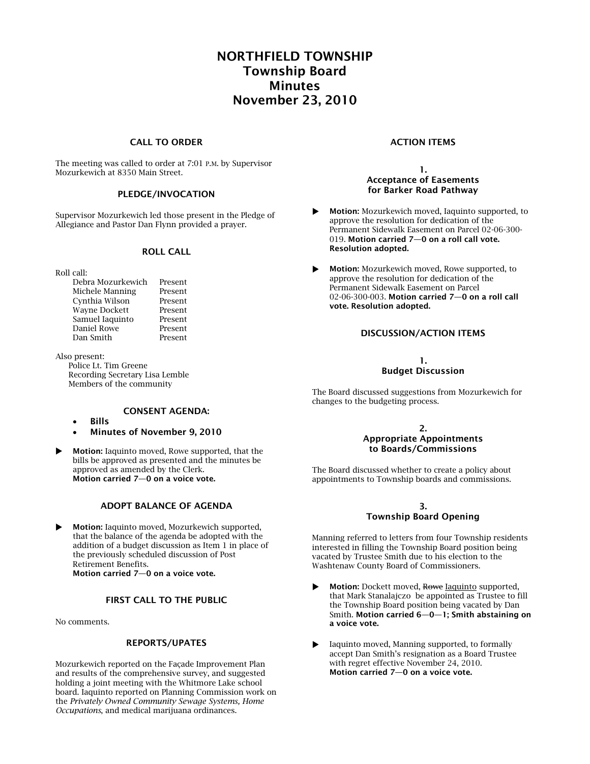# NORTHFIELD TOWNSHIP
# Township Board
# Minutes
# November 23, 2010

## CALL TO ORDER

The meeting was called to order at 7:01 P.M. by Supervisor Mozurkewich at 8350 Main Street.

## PLEDGE/INVOCATION

Supervisor Mozurkewich led those present in the Pledge of Allegiance and Pastor Dan Flynn provided a prayer.

## ROLL CALL

Roll call:

| | |
|---|---|
| Debra Mozurkewich | Present |
| Michele Manning | Present |
| Cynthia Wilson | Present |
| Wayne Dockett | Present |
| Samuel Iaquinto | Present |
| Daniel Rowe | Present |
| Dan Smith | Present |

Also present:
Police Lt. Tim Greene
Recording Secretary Lisa Lemble
Members of the community

## CONSENT AGENDA:

- **Bills**
- **Minutes of November 9, 2010**

▶ **Motion:** Iaquinto moved, Rowe supported, that the bills be approved as presented and the minutes be approved as amended by the Clerk.
**Motion carried 7—0 on a voice vote.**

## ADOPT BALANCE OF AGENDA

▶ **Motion:** Iaquinto moved, Mozurkewich supported, that the balance of the agenda be adopted with the addition of a budget discussion as Item 1 in place of the previously scheduled discussion of Post Retirement Benefits.
**Motion carried 7—0 on a voice vote.**

## FIRST CALL TO THE PUBLIC

No comments.

## REPORTS/UPATES

Mozurkewich reported on the Façade Improvement Plan and results of the comprehensive survey, and suggested holding a joint meeting with the Whitmore Lake school board. Iaquinto reported on Planning Commission work on the *Privately Owned Community Sewage Systems, Home Occupations*, and medical marijuana ordinances.

## ACTION ITEMS

### 1. Acceptance of Easements for Barker Road Pathway

▶ **Motion:** Mozurkewich moved, Iaquinto supported, to approve the resolution for dedication of the Permanent Sidewalk Easement on Parcel 02-06-300-019. **Motion carried 7—0 on a roll call vote. Resolution adopted.**

▶ **Motion:** Mozurkewich moved, Rowe supported, to approve the resolution for dedication of the Permanent Sidewalk Easement on Parcel 02-06-300-003. **Motion carried 7—0 on a roll call vote. Resolution adopted.**

## DISCUSSION/ACTION ITEMS

### 1. Budget Discussion

The Board discussed suggestions from Mozurkewich for changes to the budgeting process.

### 2. Appropriate Appointments to Boards/Commissions

The Board discussed whether to create a policy about appointments to Township boards and commissions.

### 3. Township Board Opening

Manning referred to letters from four Township residents interested in filling the Township Board position being vacated by Trustee Smith due to his election to the Washtenaw County Board of Commissioners.

▶ **Motion:** Dockett moved, ~~Rowe~~ <u>Iaquinto</u> supported, that Mark Stanalajczo be appointed as Trustee to fill the Township Board position being vacated by Dan Smith. **Motion carried 6—0—1; Smith abstaining on a voice vote.**

▶ Iaquinto moved, Manning supported, to formally accept Dan Smith's resignation as a Board Trustee with regret effective November 24, 2010.
**Motion carried 7—0 on a voice vote.**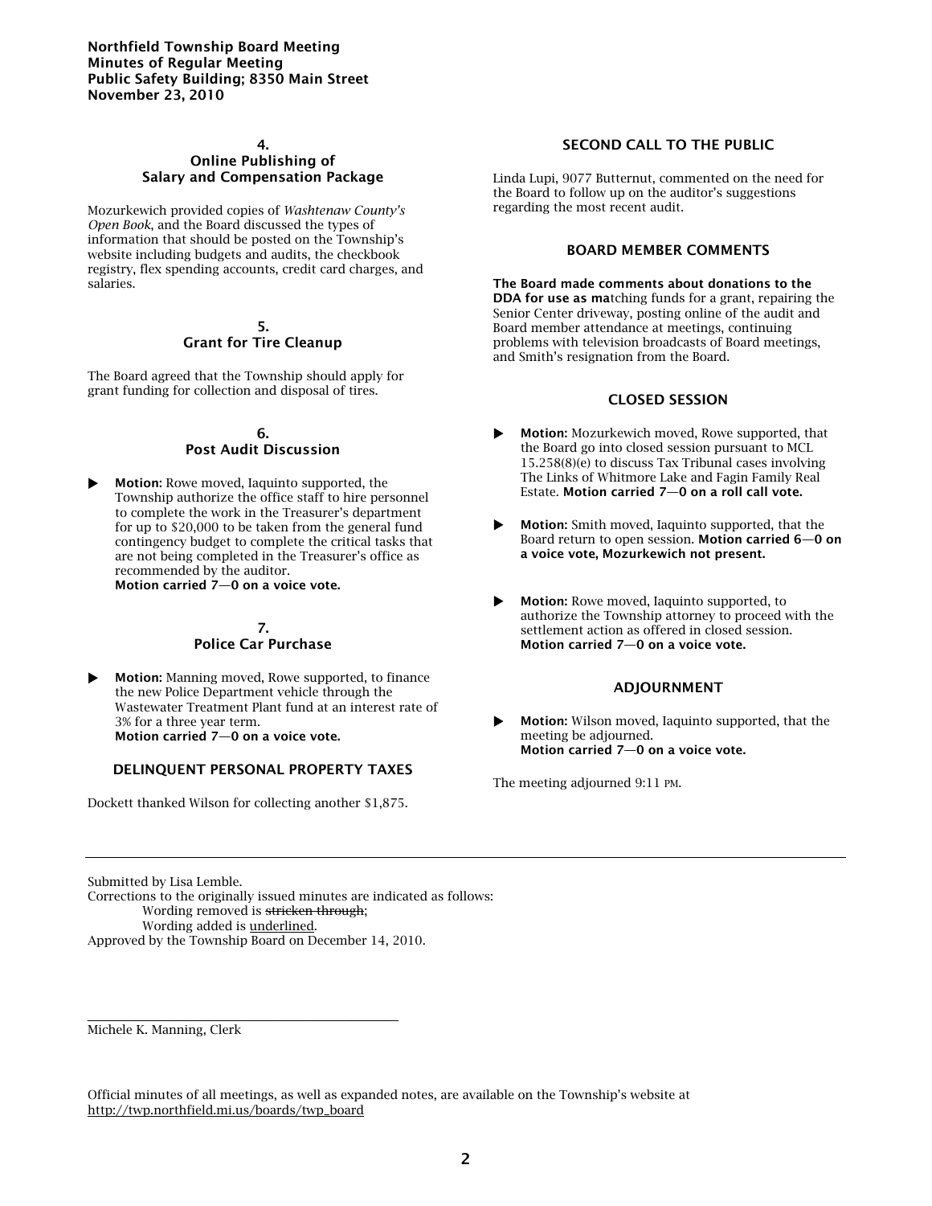### 4. Online Publishing of Salary and Compensation Package

Mozurkewich provided copies of *Washtenaw County's Open Book*, and the Board discussed the types of information that should be posted on the Township's website including budgets and audits, the checkbook registry, flex spending accounts, credit card charges, and salaries.

### 5. Grant for Tire Cleanup

The Board agreed that the Township should apply for grant funding for collection and disposal of tires.

### 6. Post Audit Discussion

- **Motion:** Rowe moved, Iaquinto supported, the Township authorize the office staff to hire personnel to complete the work in the Treasurer's department for up to $20,000 to be taken from the general fund contingency budget to complete the critical tasks that are not being completed in the Treasurer's office as recommended by the auditor.
  **Motion carried 7—0 on a voice vote.**

### 7. Police Car Purchase

- **Motion:** Manning moved, Rowe supported, to finance the new Police Department vehicle through the Wastewater Treatment Plant fund at an interest rate of 3% for a three year term.
  **Motion carried 7—0 on a voice vote.**

## DELINQUENT PERSONAL PROPERTY TAXES

Dockett thanked Wilson for collecting another $1,875.

## SECOND CALL TO THE PUBLIC

Linda Lupi, 9077 Butternut, commented on the need for the Board to follow up on the auditor's suggestions regarding the most recent audit.

## BOARD MEMBER COMMENTS

**The Board made comments about donations to the DDA for use as ma**tching funds for a grant, repairing the Senior Center driveway, posting online of the audit and Board member attendance at meetings, continuing problems with television broadcasts of Board meetings, and Smith's resignation from the Board.

## CLOSED SESSION

- **Motion:** Mozurkewich moved, Rowe supported, that the Board go into closed session pursuant to MCL 15.258(8)(e) to discuss Tax Tribunal cases involving The Links of Whitmore Lake and Fagin Family Real Estate. **Motion carried 7—0 on a roll call vote.**

- **Motion:** Smith moved, Iaquinto supported, that the Board return to open session. **Motion carried 6—0 on a voice vote, Mozurkewich not present.**

- **Motion:** Rowe moved, Iaquinto supported, to authorize the Township attorney to proceed with the settlement action as offered in closed session.
  **Motion carried 7—0 on a voice vote.**

## ADJOURNMENT

- **Motion:** Wilson moved, Iaquinto supported, that the meeting be adjourned.
  **Motion carried 7—0 on a voice vote.**

The meeting adjourned 9:11 PM.

---

Submitted by Lisa Lemble.
Corrections to the originally issued minutes are indicated as follows:
Wording removed is ~~stricken through~~;
Wording added is <u>underlined</u>.
Approved by the Township Board on December 14, 2010.

\_\_\_\_\_\_\_\_\_\_\_\_\_\_\_\_\_\_\_\_\_\_\_\_\_\_\_\_\_\_\_\_\_\_\_\_
Michele K. Manning, Clerk

Official minutes of all meetings, as well as expanded notes, are available on the Township's website at http://twp.northfield.mi.us/boards/twp_board